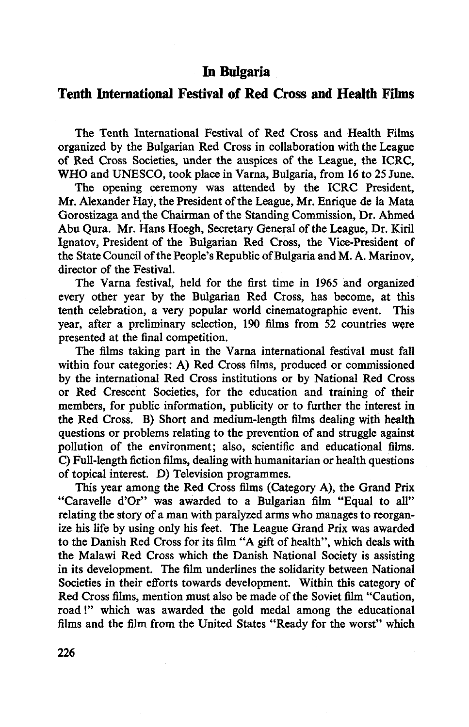## In Bulgaria

## Tenth International Festival of Red Cross and Health Films

The Tenth International Festival of Red Cross and Health Films organized by the Bulgarian Red Cross in collaboration with the League of Red Cross Societies, under the auspices of the League, the ICRC, WHO and UNESCO, took place in Varna, Bulgaria, from 16 to 25 June.

The opening ceremony was attended by the ICRC President, Mr. Alexander Hay, the President of the League, Mr. Enrique de la Mata Gorostizaga and the Chairman of the Standing Commission, Dr. Ahmed Abu Qura. Mr. Hans Hoegh, Secretary General of the League, Dr. Kiril Ignatov, President of the Bulgarian Red Cross, the Vice-President of the State Council of the People's Republic of Bulgaria and M. A. Marinov, director of the Festival.

The Varna festival, held for the first time in 1965 and organized every other year by the Bulgarian Red Cross, has become, at this tenth celebration, a very popular world cinematographic event. This year, after a preliminary selection, 190 films from 52 countries were presented at the final competition.

The films taking part in the Varna international festival must fall within four categories: A) Red Cross films, produced or commissioned by the international Red Cross institutions or by National Red Cross or Red Crescent Societies, for the education and training of their members, for public information, publicity or to further the interest in the Red Cross. B) Short and medium-length films dealing with health questions or problems relating to the prevention of and struggle against pollution of the environment; also, scientific and educational films. C) Full-length fiction films, dealing with humanitarian or health questions of topical interest. D) Television programmes.

This year among the Red Cross films (Category A), the Grand Prix "Caravelle d'Or" was awarded to a Bulgarian film "Equal to all" relating the story of a man with paralyzed arms who manages to reorganize his life by using only his feet. The League Grand Prix was awarded to the Danish Red Cross for its film "A gift of health", which deals with the Malawi Red Cross which the Danish National Society is assisting in its development. The film underlines the solidarity between National Societies in their efforts towards development. Within this category of Red Cross films, mention must also be made of the Soviet film "Caution, road !" which was awarded the gold medal among the educational films and the film from the United States "Ready for the worst" which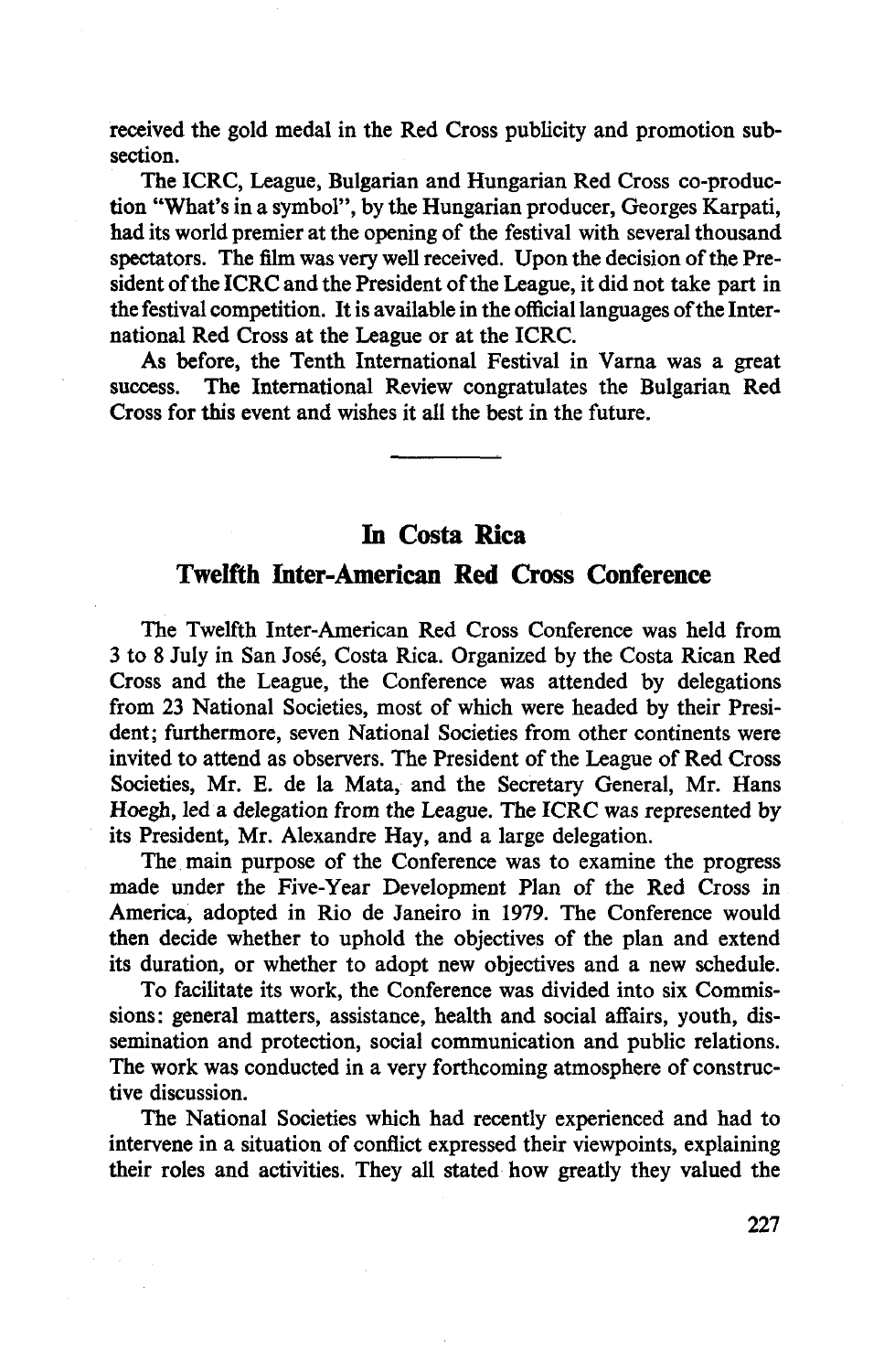received the gold medal in the Red Cross publicity and promotion subsection.

The ICRC, League, Bulgarian and Hungarian Red Cross co-production "What's in a symbol", by the Hungarian producer, Georges Karpati, had its world premier at the opening of the festival with several thousand spectators. The film was very well received. Upon the decision of the President of the ICRC and the President of the League, it did not take part in the festival competition. It is available in the official languages of the International Red Cross at the League or at the ICRC.

As before, the Tenth International Festival in Varna was a great success. The International Review congratulates the Bulgarian Red Cross for this event and wishes it all the best in the future.

---

## In Costa Rica

## Twelfth Inter-American Red Cross Conference

The Twelfth Inter-American Red Cross Conference was held from 3 to 8 July in San José, Costa Rica. Organized by the Costa Rican Red Cross and the League, the Conference was attended by delegations from 23 National Societies, most of which were headed by their President; furthermore, seven National Societies from other continents were invited to attend as observers. The President of the League of Red Cross Societies, Mr. E. de la Mata, and the Secretary General, Mr. Hans Hoegh, led a delegation from the League. The ICRC was represented by its President, Mr. Alexandre Hay, and a large delegation.

The main purpose of the Conference was to examine the progress made under the Five-Year Development Plan of the Red Cross in America, adopted in Rio de Janeiro in 1979. The Conference would then decide whether to uphold the objectives of the plan and extend its duration, or whether to adopt new objectives and a new schedule.

To facilitate its work, the Conference was divided into six Commissions: general matters, assistance, health and social affairs, youth, dissemination and protection, social communication and public relations. The work was conducted in a very forthcoming atmosphere of constructive discussion.

The National Societies which had recently experienced and had to intervene in a situation of conflict expressed their viewpoints, explaining their roles and activities. They all stated how greatly they valued the